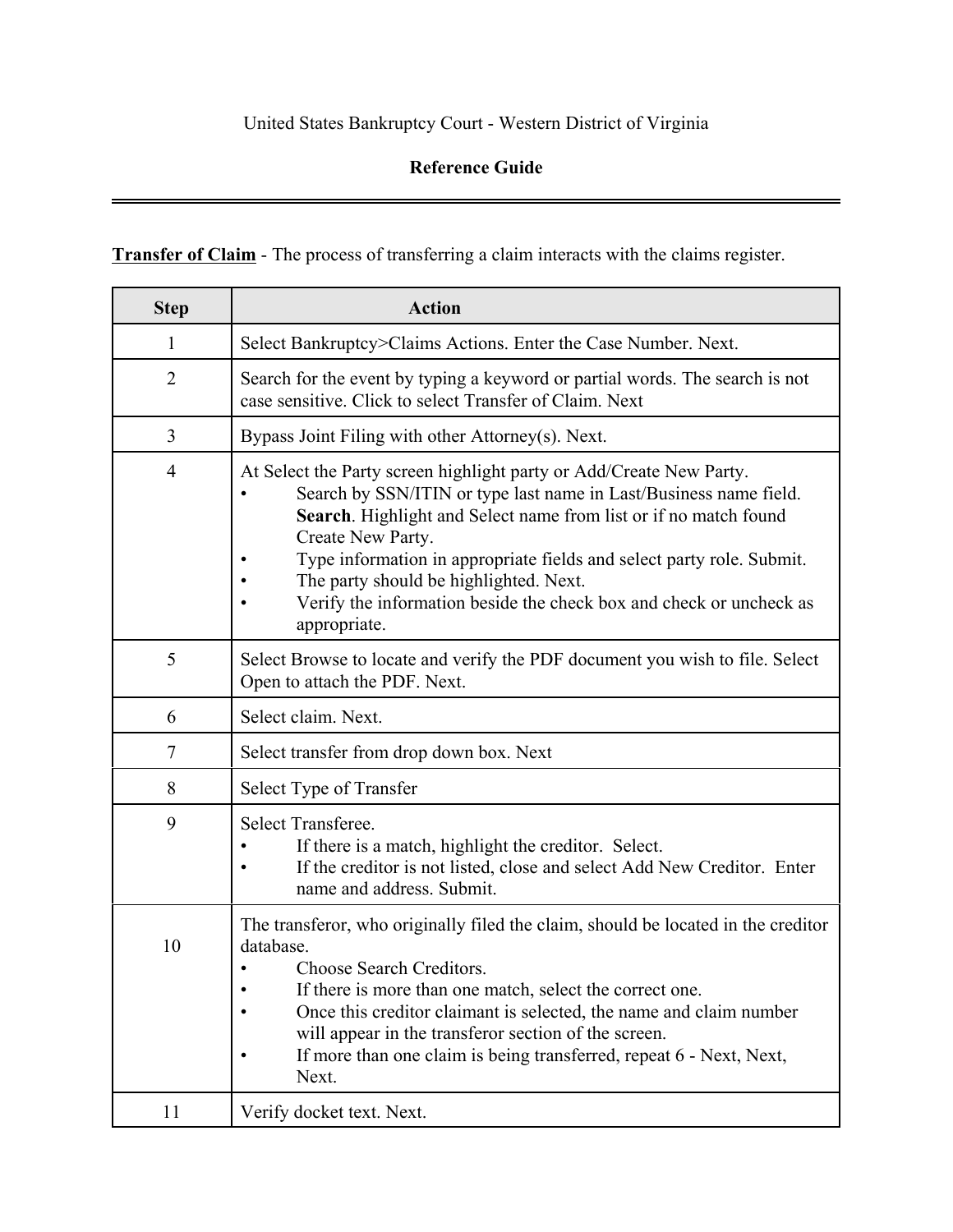United States Bankruptcy Court - Western District of Virginia

**Reference Guide**

---

**Transfer of Claim** - The process of transferring a claim interacts with the claims register.

| Step | Action |
|---|---|
| 1 | Select Bankruptcy>Claims Actions. Enter the Case Number. Next. |
| 2 | Search for the event by typing a keyword or partial words. The search is not case sensitive. Click to select Transfer of Claim. Next |
| 3 | Bypass Joint Filing with other Attorney(s). Next. |
| 4 | At Select the Party screen highlight party or Add/Create New Party.<br>• Search by SSN/ITIN or type last name in Last/Business name field. **Search**. Highlight and Select name from list or if no match found Create New Party.<br>• Type information in appropriate fields and select party role. Submit.<br>• The party should be highlighted. Next.<br>• Verify the information beside the check box and check or uncheck as appropriate. |
| 5 | Select Browse to locate and verify the PDF document you wish to file. Select Open to attach the PDF. Next. |
| 6 | Select claim. Next. |
| 7 | Select transfer from drop down box. Next |
| 8 | Select Type of Transfer |
| 9 | Select Transferee.<br>• If there is a match, highlight the creditor. Select.<br>• If the creditor is not listed, close and select Add New Creditor. Enter name and address. Submit. |
| 10 | The transferor, who originally filed the claim, should be located in the creditor database.<br>• Choose Search Creditors.<br>• If there is more than one match, select the correct one.<br>• Once this creditor claimant is selected, the name and claim number will appear in the transferor section of the screen.<br>• If more than one claim is being transferred, repeat 6 - Next, Next, Next. |
| 11 | Verify docket text. Next. |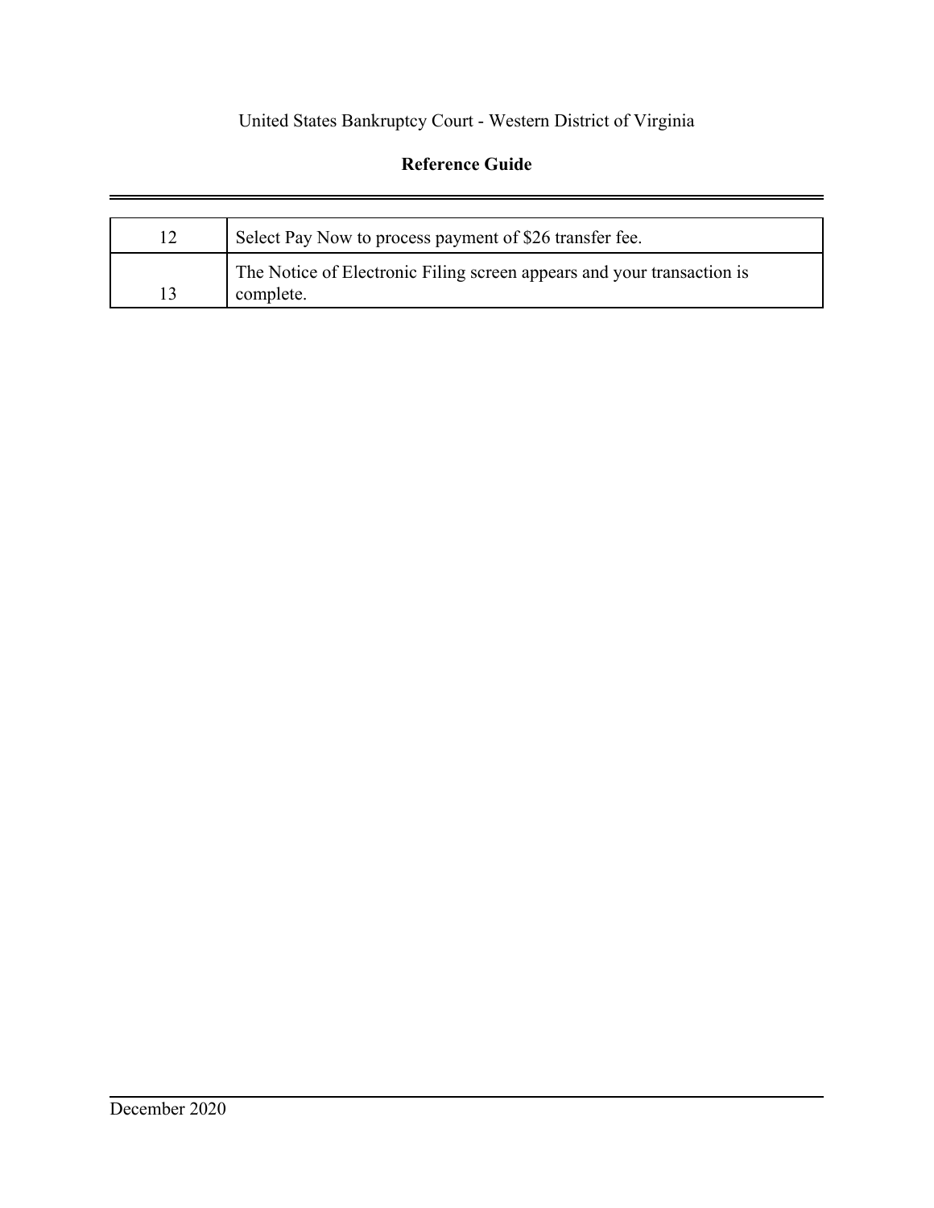| | |
|---|---|
| 12 | Select Pay Now to process payment of $26 transfer fee. |
| 13 | The Notice of Electronic Filing screen appears and your transaction is complete. |